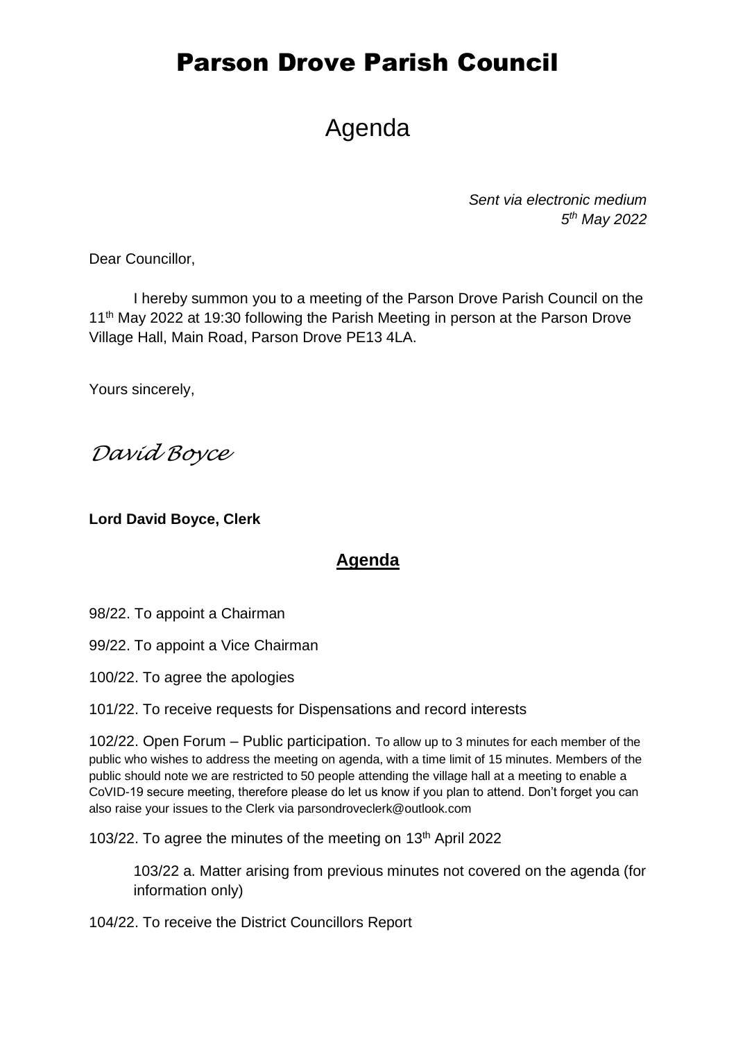# Parson Drove Parish Council

## Agenda

*Sent via electronic medium*
*5th May 2022*

Dear Councillor,

I hereby summon you to a meeting of the Parson Drove Parish Council on the 11th May 2022 at 19:30 following the Parish Meeting in person at the Parson Drove Village Hall, Main Road, Parson Drove PE13 4LA.

Yours sincerely,

*David Boyce*

**Lord David Boyce, Clerk**

### Agenda

98/22. To appoint a Chairman

99/22. To appoint a Vice Chairman

100/22. To agree the apologies

101/22. To receive requests for Dispensations and record interests

102/22. Open Forum – Public participation. To allow up to 3 minutes for each member of the public who wishes to address the meeting on agenda, with a time limit of 15 minutes. Members of the public should note we are restricted to 50 people attending the village hall at a meeting to enable a CoVID-19 secure meeting, therefore please do let us know if you plan to attend. Don't forget you can also raise your issues to the Clerk via parsondroveclerk@outlook.com

103/22. To agree the minutes of the meeting on 13th April 2022

> 103/22 a. Matter arising from previous minutes not covered on the agenda (for information only)

104/22. To receive the District Councillors Report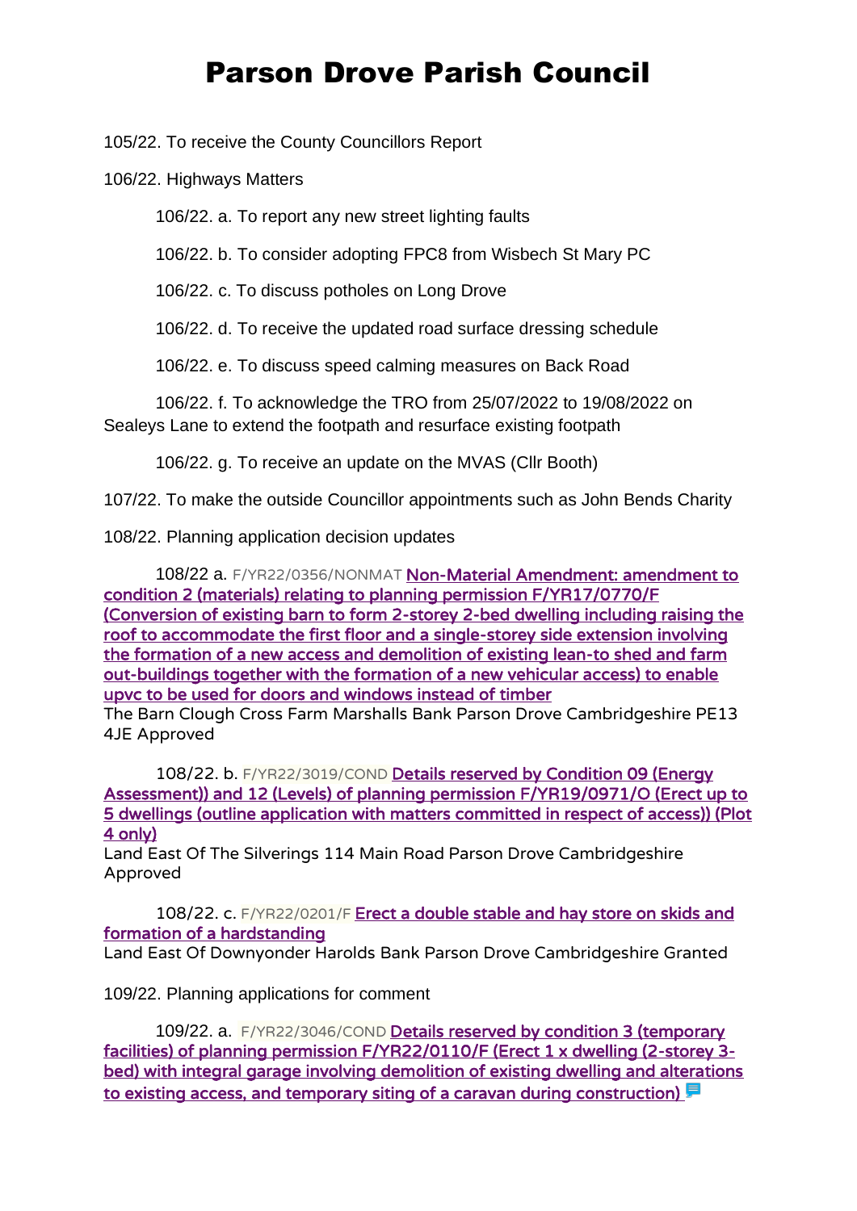# Parson Drove Parish Council

105/22. To receive the County Councillors Report

106/22. Highways Matters

106/22. a. To report any new street lighting faults

106/22. b. To consider adopting FPC8 from Wisbech St Mary PC

106/22. c. To discuss potholes on Long Drove

106/22. d. To receive the updated road surface dressing schedule

106/22. e. To discuss speed calming measures on Back Road

106/22. f. To acknowledge the TRO from 25/07/2022 to 19/08/2022 on Sealeys Lane to extend the footpath and resurface existing footpath

106/22. g. To receive an update on the MVAS (Cllr Booth)

107/22. To make the outside Councillor appointments such as John Bends Charity

108/22. Planning application decision updates

108/22 a. F/YR22/0356/NONMAT Non-Material Amendment: amendment to condition 2 (materials) relating to planning permission F/YR17/0770/F (Conversion of existing barn to form 2-storey 2-bed dwelling including raising the roof to accommodate the first floor and a single-storey side extension involving the formation of a new access and demolition of existing lean-to shed and farm out-buildings together with the formation of a new vehicular access) to enable upvc to be used for doors and windows instead of timber
The Barn Clough Cross Farm Marshalls Bank Parson Drove Cambridgeshire PE13 4JE Approved

108/22. b. F/YR22/3019/COND Details reserved by Condition 09 (Energy Assessment)) and 12 (Levels) of planning permission F/YR19/0971/O (Erect up to 5 dwellings (outline application with matters committed in respect of access)) (Plot 4 only)
Land East Of The Silverings 114 Main Road Parson Drove Cambridgeshire Approved

108/22. c. F/YR22/0201/F Erect a double stable and hay store on skids and formation of a hardstanding
Land East Of Downyonder Harolds Bank Parson Drove Cambridgeshire Granted

109/22. Planning applications for comment

109/22. a. F/YR22/3046/COND Details reserved by condition 3 (temporary facilities) of planning permission F/YR22/0110/F (Erect 1 x dwelling (2-storey 3-bed) with integral garage involving demolition of existing dwelling and alterations to existing access, and temporary siting of a caravan during construction)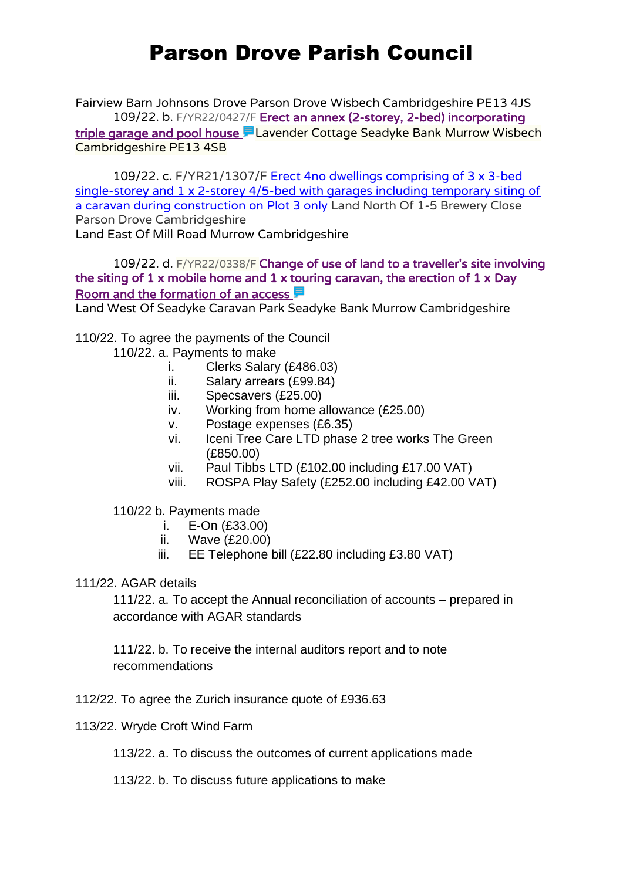# Parson Drove Parish Council

Fairview Barn Johnsons Drove Parson Drove Wisbech Cambridgeshire PE13 4JS

109/22. b. F/YR22/0427/F Erect an annex (2-storey, 2-bed) incorporating triple garage and pool house Lavender Cottage Seadyke Bank Murrow Wisbech Cambridgeshire PE13 4SB

109/22. c. F/YR21/1307/F Erect 4no dwellings comprising of 3 x 3-bed single-storey and 1 x 2-storey 4/5-bed with garages including temporary siting of a caravan during construction on Plot 3 only Land North Of 1-5 Brewery Close Parson Drove Cambridgeshire
Land East Of Mill Road Murrow Cambridgeshire

109/22. d. F/YR22/0338/F Change of use of land to a traveller's site involving the siting of 1 x mobile home and 1 x touring caravan, the erection of 1 x Day Room and the formation of an access
Land West Of Seadyke Caravan Park Seadyke Bank Murrow Cambridgeshire

110/22. To agree the payments of the Council

110/22. a. Payments to make

- i. Clerks Salary (£486.03)
- ii. Salary arrears (£99.84)
- iii. Specsavers (£25.00)
- iv. Working from home allowance (£25.00)
- v. Postage expenses (£6.35)
- vi. Iceni Tree Care LTD phase 2 tree works The Green (£850.00)
- vii. Paul Tibbs LTD (£102.00 including £17.00 VAT)
- viii. ROSPA Play Safety (£252.00 including £42.00 VAT)

110/22 b. Payments made

- i. E-On (£33.00)
- ii. Wave (£20.00)
- iii. EE Telephone bill (£22.80 including £3.80 VAT)

111/22. AGAR details

111/22. a. To accept the Annual reconciliation of accounts – prepared in accordance with AGAR standards

111/22. b. To receive the internal auditors report and to note recommendations

112/22. To agree the Zurich insurance quote of £936.63

113/22. Wryde Croft Wind Farm

113/22. a. To discuss the outcomes of current applications made

113/22. b. To discuss future applications to make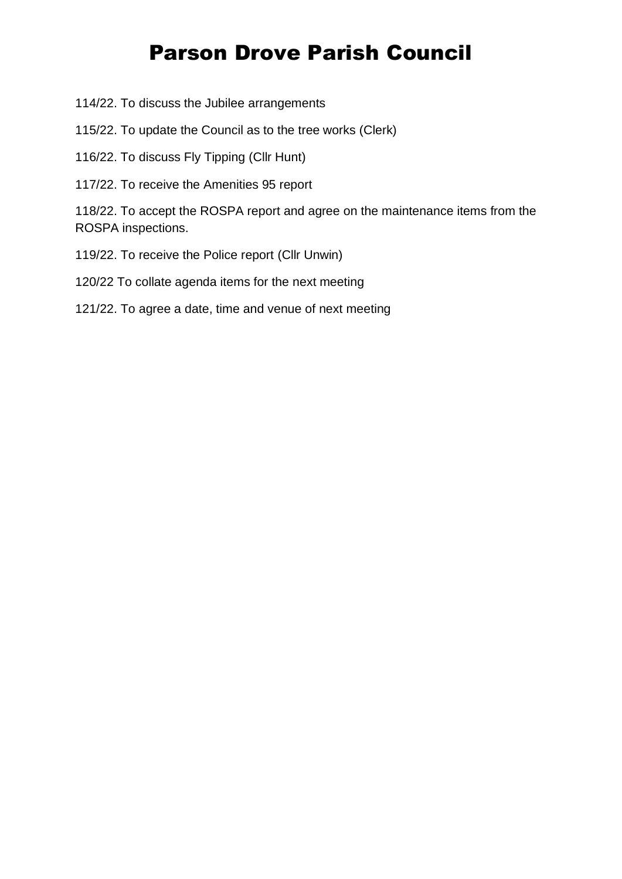# Parson Drove Parish Council

114/22. To discuss the Jubilee arrangements

115/22. To update the Council as to the tree works (Clerk)

116/22. To discuss Fly Tipping (Cllr Hunt)

117/22. To receive the Amenities 95 report

118/22. To accept the ROSPA report and agree on the maintenance items from the ROSPA inspections.

119/22. To receive the Police report (Cllr Unwin)

120/22 To collate agenda items for the next meeting

121/22. To agree a date, time and venue of next meeting